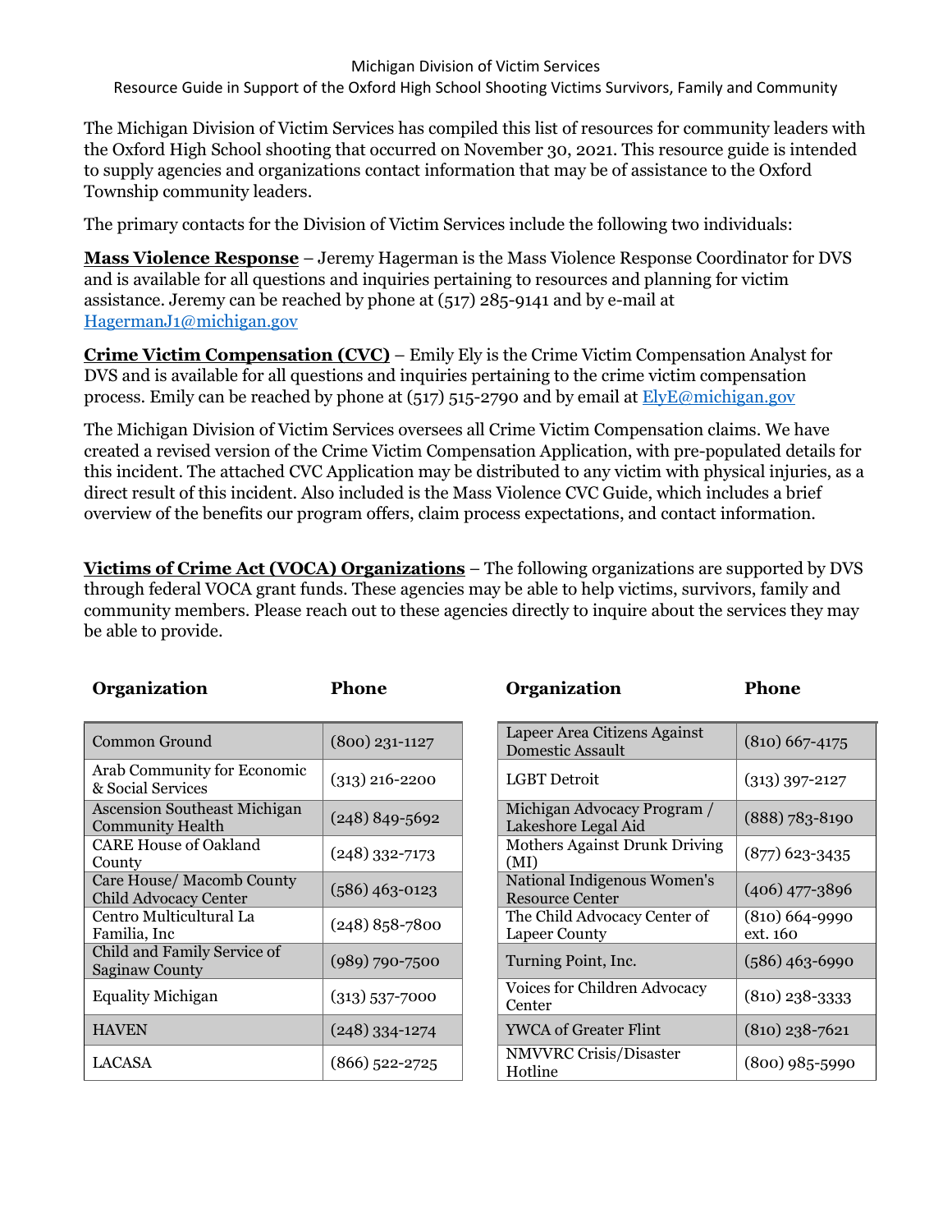Michigan Division of Victim Services

Resource Guide in Support of the Oxford High School Shooting Victims Survivors, Family and Community

The Michigan Division of Victim Services has compiled this list of resources for community leaders with the Oxford High School shooting that occurred on November 30, 2021. This resource guide is intended to supply agencies and organizations contact information that may be of assistance to the Oxford Township community leaders.

The primary contacts for the Division of Victim Services include the following two individuals:

**Mass Violence Response** – Jeremy Hagerman is the Mass Violence Response Coordinator for DVS and is available for all questions and inquiries pertaining to resources and planning for victim assistance. Jeremy can be reached by phone at (517) 285-9141 and by e-mail at HagermanJ1@michigan.gov

**Crime Victim Compensation (CVC)** – Emily Ely is the Crime Victim Compensation Analyst for DVS and is available for all questions and inquiries pertaining to the crime victim compensation process. Emily can be reached by phone at (517) 515-2790 and by email at ElyE@michigan.gov

The Michigan Division of Victim Services oversees all Crime Victim Compensation claims. We have created a revised version of the Crime Victim Compensation Application, with pre-populated details for this incident. The attached CVC Application may be distributed to any victim with physical injuries, as a direct result of this incident. Also included is the Mass Violence CVC Guide, which includes a brief overview of the benefits our program offers, claim process expectations, and contact information.

**Victims of Crime Act (VOCA) Organizations** – The following organizations are supported by DVS through federal VOCA grant funds. These agencies may be able to help victims, survivors, family and community members. Please reach out to these agencies directly to inquire about the services they may be able to provide.

| Organization | Phone |
|---|---|
| Common Ground | (800) 231-1127 |
| Arab Community for Economic & Social Services | (313) 216-2200 |
| Ascension Southeast Michigan Community Health | (248) 849-5692 |
| CARE House of Oakland County | (248) 332-7173 |
| Care House/ Macomb County Child Advocacy Center | (586) 463-0123 |
| Centro Multicultural La Familia, Inc | (248) 858-7800 |
| Child and Family Service of Saginaw County | (989) 790-7500 |
| Equality Michigan | (313) 537-7000 |
| HAVEN | (248) 334-1274 |
| LACASA | (866) 522-2725 |

| Organization | Phone |
|---|---|
| Lapeer Area Citizens Against Domestic Assault | (810) 667-4175 |
| LGBT Detroit | (313) 397-2127 |
| Michigan Advocacy Program / Lakeshore Legal Aid | (888) 783-8190 |
| Mothers Against Drunk Driving (MI) | (877) 623-3435 |
| National Indigenous Women's Resource Center | (406) 477-3896 |
| The Child Advocacy Center of Lapeer County | (810) 664-9990 ext. 160 |
| Turning Point, Inc. | (586) 463-6990 |
| Voices for Children Advocacy Center | (810) 238-3333 |
| YWCA of Greater Flint | (810) 238-7621 |
| NMVVRC Crisis/Disaster Hotline | (800) 985-5990 |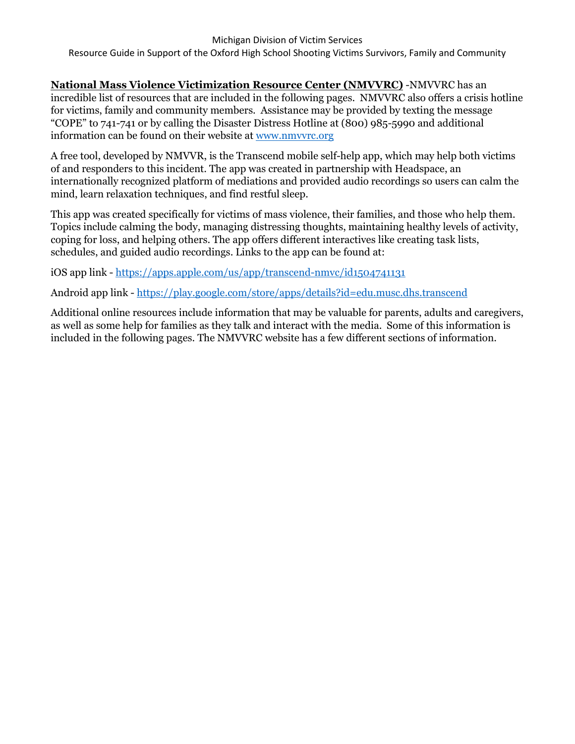**National Mass Violence Victimization Resource Center (NMVVRC)** -NMVVRC has an incredible list of resources that are included in the following pages. NMVVRC also offers a crisis hotline for victims, family and community members. Assistance may be provided by texting the message "COPE" to 741-741 or by calling the Disaster Distress Hotline at (800) 985-5990 and additional information can be found on their website at [www.nmvvrc.org](www.nmvvrc.org)

A free tool, developed by NMVVR, is the Transcend mobile self-help app, which may help both victims of and responders to this incident. The app was created in partnership with Headspace, an internationally recognized platform of mediations and provided audio recordings so users can calm the mind, learn relaxation techniques, and find restful sleep.

This app was created specifically for victims of mass violence, their families, and those who help them. Topics include calming the body, managing distressing thoughts, maintaining healthy levels of activity, coping for loss, and helping others. The app offers different interactives like creating task lists, schedules, and guided audio recordings. Links to the app can be found at:

iOS app link - [https://apps.apple.com/us/app/transcend-nmvc/id1504741131](https://apps.apple.com/us/app/transcend-nmvc/id1504741131)

Android app link - [https://play.google.com/store/apps/details?id=edu.musc.dhs.transcend](https://play.google.com/store/apps/details?id=edu.musc.dhs.transcend)

Additional online resources include information that may be valuable for parents, adults and caregivers, as well as some help for families as they talk and interact with the media. Some of this information is included in the following pages. The NMVVRC website has a few different sections of information.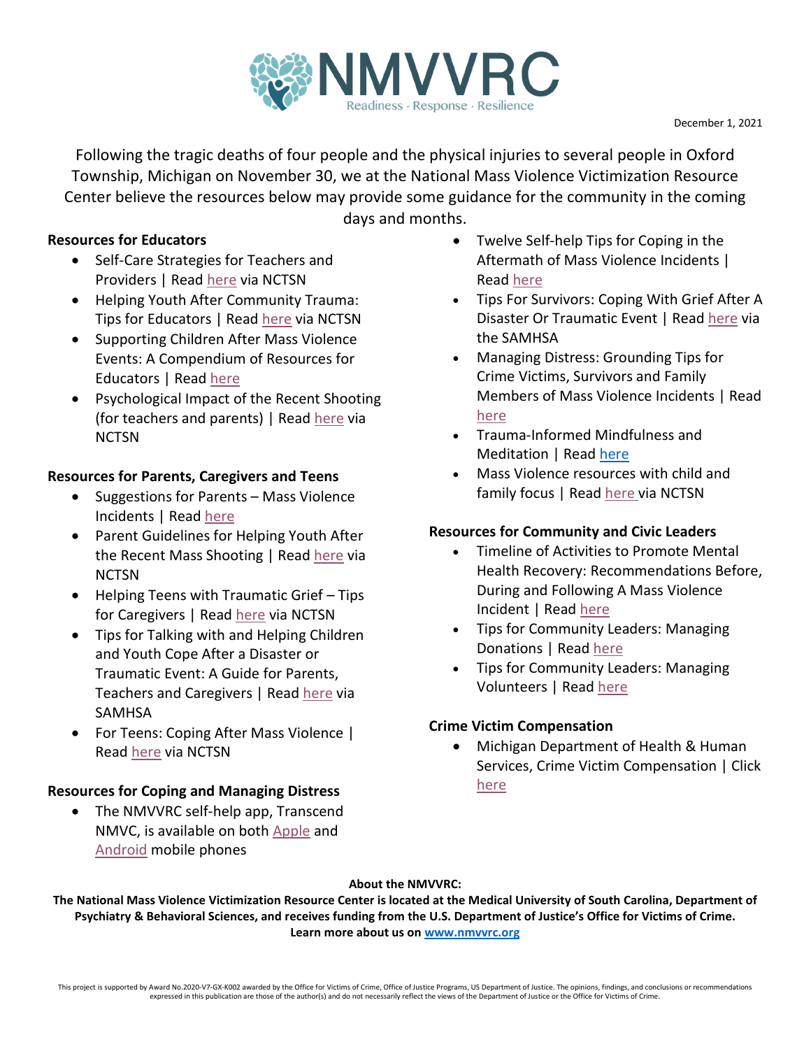# NMVVRC

Readiness · Response · Resilience

December 1, 2021

Following the tragic deaths of four people and the physical injuries to several people in Oxford Township, Michigan on November 30, we at the National Mass Violence Victimization Resource Center believe the resources below may provide some guidance for the community in the coming days and months.

**Resources for Educators**

- Self-Care Strategies for Teachers and Providers | Read here via NCTSN
- Helping Youth After Community Trauma: Tips for Educators | Read here via NCTSN
- Supporting Children After Mass Violence Events: A Compendium of Resources for Educators | Read here
- Psychological Impact of the Recent Shooting (for teachers and parents) | Read here via NCTSN

**Resources for Parents, Caregivers and Teens**

- Suggestions for Parents – Mass Violence Incidents | Read here
- Parent Guidelines for Helping Youth After the Recent Mass Shooting | Read here via NCTSN
- Helping Teens with Traumatic Grief – Tips for Caregivers | Read here via NCTSN
- Tips for Talking with and Helping Children and Youth Cope After a Disaster or Traumatic Event: A Guide for Parents, Teachers and Caregivers | Read here via SAMHSA
- For Teens: Coping After Mass Violence | Read here via NCTSN

**Resources for Coping and Managing Distress**

- The NMVVRC self-help app, Transcend NMVC, is available on both Apple and Android mobile phones
- Twelve Self-help Tips for Coping in the Aftermath of Mass Violence Incidents | Read here
- Tips For Survivors: Coping With Grief After A Disaster Or Traumatic Event | Read here via the SAMHSA
- Managing Distress: Grounding Tips for Crime Victims, Survivors and Family Members of Mass Violence Incidents | Read here
- Trauma-Informed Mindfulness and Meditation | Read here
- Mass Violence resources with child and family focus | Read here via NCTSN

**Resources for Community and Civic Leaders**

- Timeline of Activities to Promote Mental Health Recovery: Recommendations Before, During and Following A Mass Violence Incident | Read here
- Tips for Community Leaders: Managing Donations | Read here
- Tips for Community Leaders: Managing Volunteers | Read here

**Crime Victim Compensation**

- Michigan Department of Health & Human Services, Crime Victim Compensation | Click here

**About the NMVVRC:**

**The National Mass Violence Victimization Resource Center is located at the Medical University of South Carolina, Department of Psychiatry & Behavioral Sciences, and receives funding from the U.S. Department of Justice's Office for Victims of Crime. Learn more about us on www.nmvvrc.org**

This project is supported by Award No.2020-V7-GX-K002 awarded by the Office for Victims of Crime, Office of Justice Programs, US Department of Justice. The opinions, findings, and conclusions or recommendations expressed in this publication are those of the author(s) and do not necessarily reflect the views of the Department of Justice or the Office for Victims of Crime.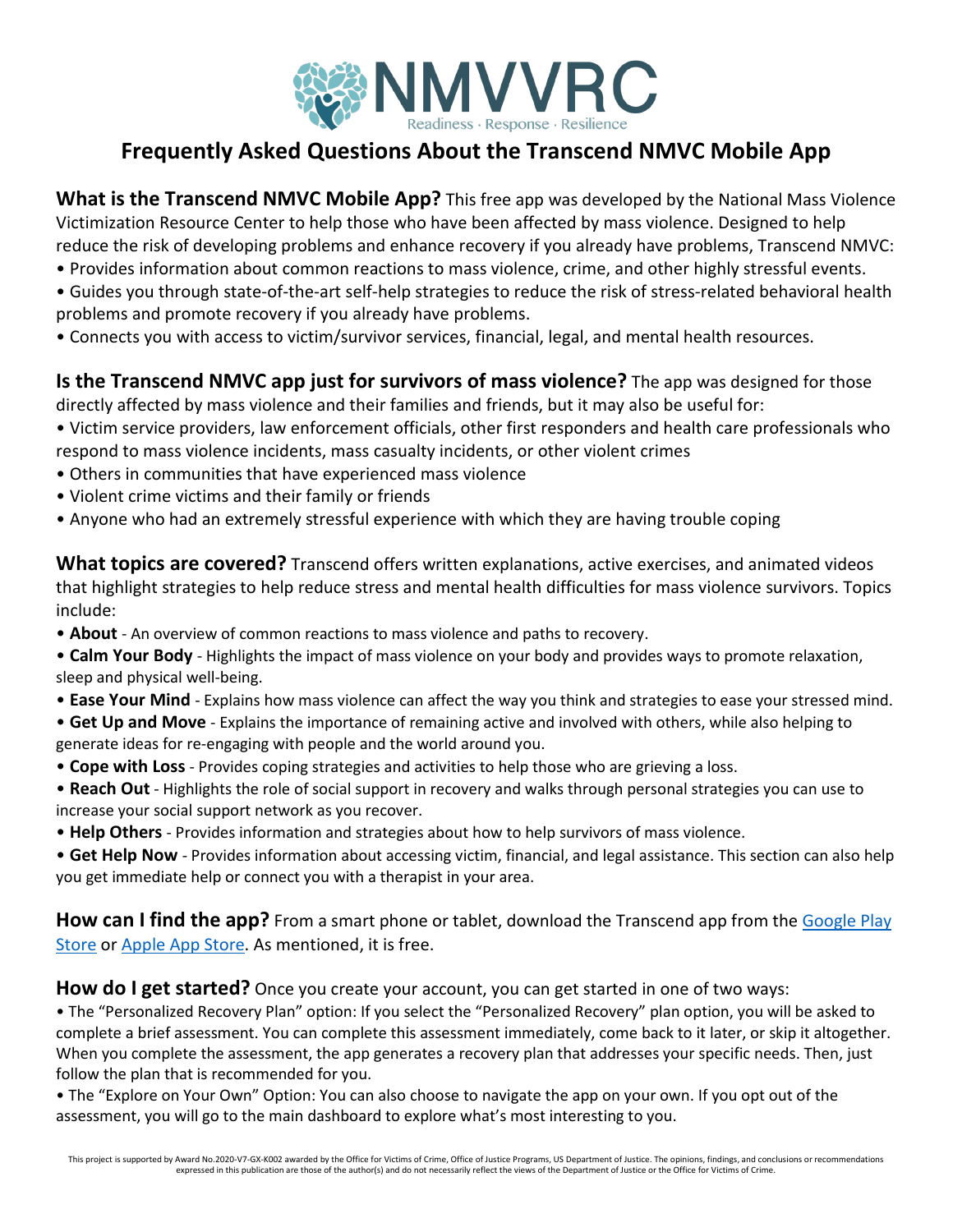# NMVVRC

Readiness · Response · Resilience

## Frequently Asked Questions About the Transcend NMVC Mobile App

**What is the Transcend NMVC Mobile App?** This free app was developed by the National Mass Violence Victimization Resource Center to help those who have been affected by mass violence. Designed to help reduce the risk of developing problems and enhance recovery if you already have problems, Transcend NMVC:

- Provides information about common reactions to mass violence, crime, and other highly stressful events.
- Guides you through state-of-the-art self-help strategies to reduce the risk of stress-related behavioral health problems and promote recovery if you already have problems.
- Connects you with access to victim/survivor services, financial, legal, and mental health resources.

**Is the Transcend NMVC app just for survivors of mass violence?** The app was designed for those directly affected by mass violence and their families and friends, but it may also be useful for:

- Victim service providers, law enforcement officials, other first responders and health care professionals who respond to mass violence incidents, mass casualty incidents, or other violent crimes
- Others in communities that have experienced mass violence
- Violent crime victims and their family or friends
- Anyone who had an extremely stressful experience with which they are having trouble coping

**What topics are covered?** Transcend offers written explanations, active exercises, and animated videos that highlight strategies to help reduce stress and mental health difficulties for mass violence survivors. Topics include:

- **About** - An overview of common reactions to mass violence and paths to recovery.
- **Calm Your Body** - Highlights the impact of mass violence on your body and provides ways to promote relaxation, sleep and physical well-being.
- **Ease Your Mind** - Explains how mass violence can affect the way you think and strategies to ease your stressed mind.
- **Get Up and Move** - Explains the importance of remaining active and involved with others, while also helping to generate ideas for re-engaging with people and the world around you.
- **Cope with Loss** - Provides coping strategies and activities to help those who are grieving a loss.
- **Reach Out** - Highlights the role of social support in recovery and walks through personal strategies you can use to increase your social support network as you recover.
- **Help Others** - Provides information and strategies about how to help survivors of mass violence.
- **Get Help Now** - Provides information about accessing victim, financial, and legal assistance. This section can also help you get immediate help or connect you with a therapist in your area.

**How can I find the app?** From a smart phone or tablet, download the Transcend app from the Google Play Store or Apple App Store. As mentioned, it is free.

**How do I get started?** Once you create your account, you can get started in one of two ways:

- The "Personalized Recovery Plan" option: If you select the "Personalized Recovery" plan option, you will be asked to complete a brief assessment. You can complete this assessment immediately, come back to it later, or skip it altogether. When you complete the assessment, the app generates a recovery plan that addresses your specific needs. Then, just follow the plan that is recommended for you.
- The "Explore on Your Own" Option: You can also choose to navigate the app on your own. If you opt out of the assessment, you will go to the main dashboard to explore what's most interesting to you.

This project is supported by Award No.2020-V7-GX-K002 awarded by the Office for Victims of Crime, Office of Justice Programs, US Department of Justice. The opinions, findings, and conclusions or recommendations expressed in this publication are those of the author(s) and do not necessarily reflect the views of the Department of Justice or the Office for Victims of Crime.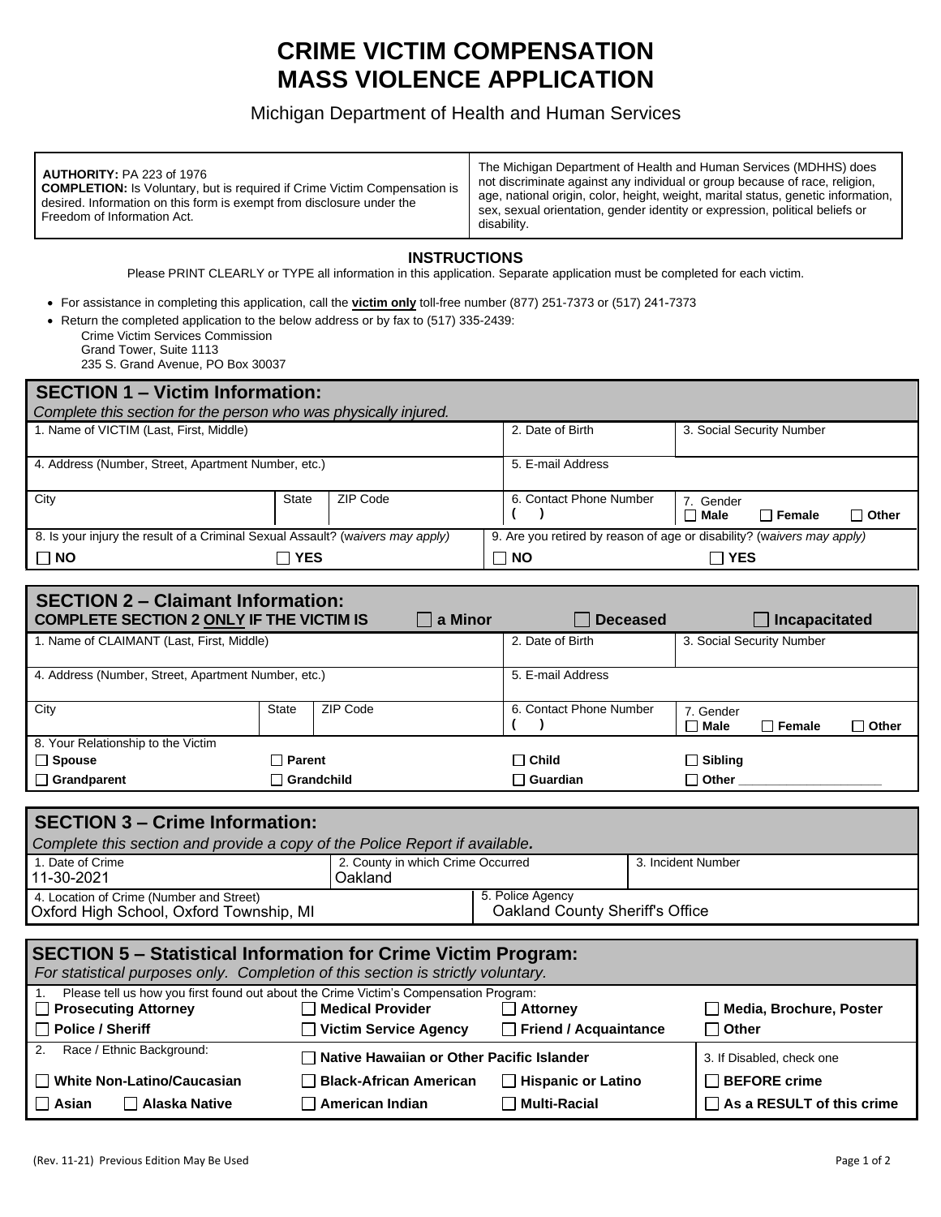# CRIME VICTIM COMPENSATION MASS VIOLENCE APPLICATION

Michigan Department of Health and Human Services

| | |
|---|---|
| **AUTHORITY:** PA 223 of 1976<br>**COMPLETION:** Is Voluntary, but is required if Crime Victim Compensation is desired. Information on this form is exempt from disclosure under the Freedom of Information Act. | The Michigan Department of Health and Human Services (MDHHS) does not discriminate against any individual or group because of race, religion, age, national origin, color, height, weight, marital status, genetic information, sex, sexual orientation, gender identity or expression, political beliefs or disability. |

### INSTRUCTIONS

Please PRINT CLEARLY or TYPE all information in this application. Separate application must be completed for each victim.

- For assistance in completing this application, call the **victim only** toll-free number (877) 251-7373 or (517) 241-7373
- Return the completed application to the below address or by fax to (517) 335-2439:
  Crime Victim Services Commission
  Grand Tower, Suite 1113
  235 S. Grand Avenue, PO Box 30037

## SECTION 1 – Victim Information:

*Complete this section for the person who was physically injured.*

| | | | | |
|---|---|---|---|---|
| 1. Name of VICTIM (Last, First, Middle) | | | 2. Date of Birth | 3. Social Security Number |
| 4. Address (Number, Street, Apartment Number, etc.) | | | 5. E-mail Address | |
| City | State | ZIP Code | 6. Contact Phone Number<br>( ) | 7. Gender<br>☐ Male ☐ Female ☐ Other |
| 8. Is your injury the result of a Criminal Sexual Assault? (*waivers may apply*)<br>☐ NO ☐ YES | | | 9. Are you retired by reason of age or disability? (*waivers may apply*)<br>☐ NO ☐ YES | |

## SECTION 2 – Claimant Information:

**COMPLETE SECTION 2 ONLY IF THE VICTIM IS** ☐ **a Minor** ☐ **Deceased** ☐ **Incapacitated**

| | | | | |
|---|---|---|---|---|
| 1. Name of CLAIMANT (Last, First, Middle) | | | 2. Date of Birth | 3. Social Security Number |
| 4. Address (Number, Street, Apartment Number, etc.) | | | 5. E-mail Address | |
| City | State | ZIP Code | 6. Contact Phone Number<br>( ) | 7. Gender<br>☐ Male ☐ Female ☐ Other |
| 8. Your Relationship to the Victim | | | | |
| ☐ Spouse | ☐ Parent | | ☐ Child | ☐ Sibling |
| ☐ Grandparent | ☐ Grandchild | | ☐ Guardian | ☐ Other ____________ |

## SECTION 3 – Crime Information:

*Complete this section and provide a copy of the Police Report if available.*

| | | |
|---|---|---|
| 1. Date of Crime<br>11-30-2021 | 2. County in which Crime Occurred<br>Oakland | 3. Incident Number |
| 4. Location of Crime (Number and Street)<br>Oxford High School, Oxford Township, MI | 5. Police Agency<br>Oakland County Sheriff's Office | |

## SECTION 5 – Statistical Information for Crime Victim Program:

*For statistical purposes only. Completion of this section is strictly voluntary.*

1. Please tell us how you first found out about the Crime Victim's Compensation Program:

| | | | |
|---|---|---|---|
| ☐ Prosecuting Attorney | ☐ Medical Provider | ☐ Attorney | ☐ Media, Brochure, Poster |
| ☐ Police / Sheriff | ☐ Victim Service Agency | ☐ Friend / Acquaintance | ☐ Other |

| | | | |
|---|---|---|---|
| 2. Race / Ethnic Background: | ☐ Native Hawaiian or Other Pacific Islander | | 3. If Disabled, check one |
| ☐ White Non-Latino/Caucasian | ☐ Black-African American | ☐ Hispanic or Latino | ☐ BEFORE crime |
| ☐ Asian ☐ Alaska Native | ☐ American Indian | ☐ Multi-Racial | ☐ As a RESULT of this crime |

(Rev. 11-21) Previous Edition May Be Used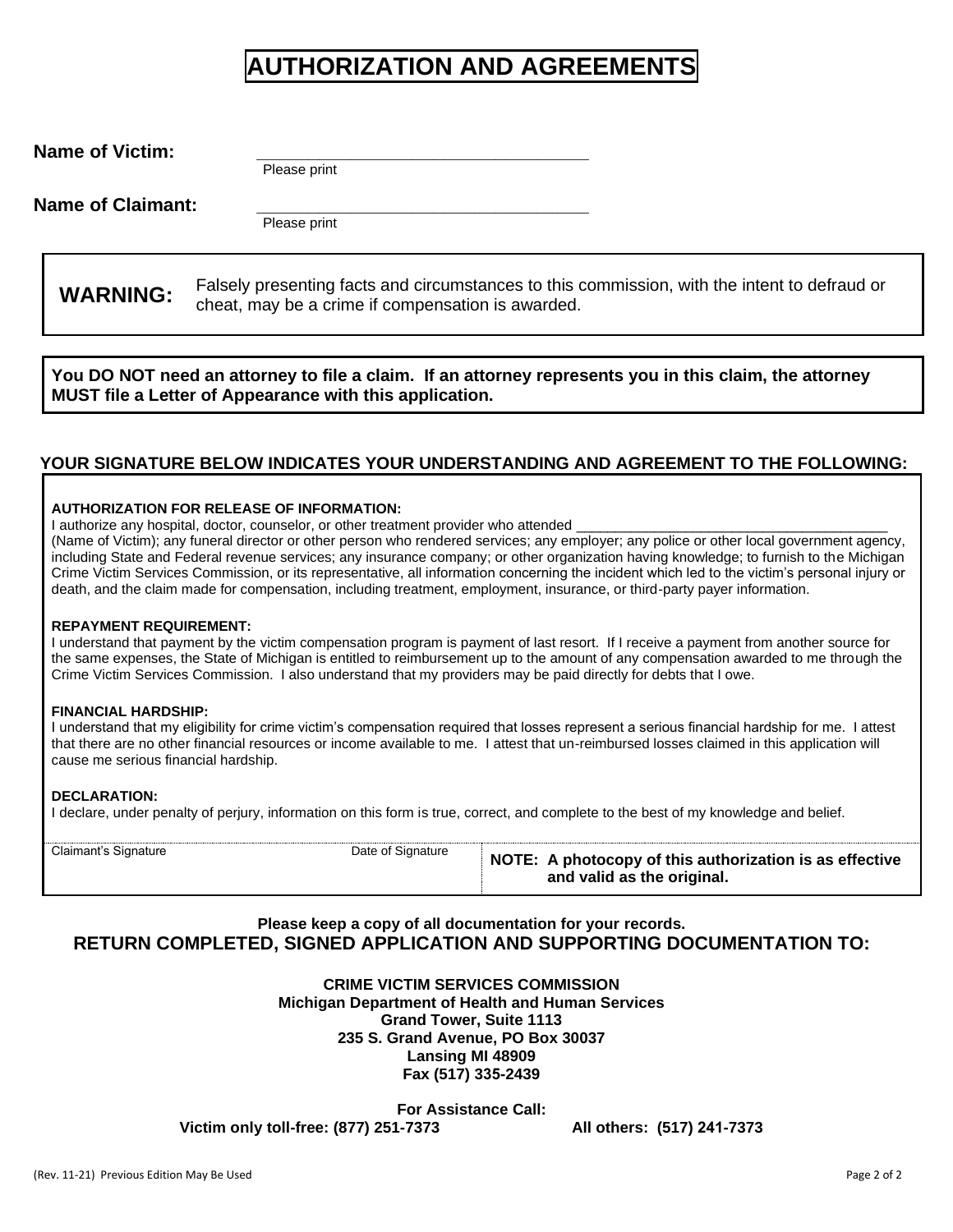# AUTHORIZATION AND AGREEMENTS

**Name of Victim:** ________________________________________
Please print

**Name of Claimant:** ________________________________________
Please print

**WARNING:** Falsely presenting facts and circumstances to this commission, with the intent to defraud or cheat, may be a crime if compensation is awarded.

**You DO NOT need an attorney to file a claim. If an attorney represents you in this claim, the attorney MUST file a Letter of Appearance with this application.**

## YOUR SIGNATURE BELOW INDICATES YOUR UNDERSTANDING AND AGREEMENT TO THE FOLLOWING:

**AUTHORIZATION FOR RELEASE OF INFORMATION:**
I authorize any hospital, doctor, counselor, or other treatment provider who attended ________________________________________ (Name of Victim); any funeral director or other person who rendered services; any employer; any police or other local government agency, including State and Federal revenue services; any insurance company; or other organization having knowledge; to furnish to the Michigan Crime Victim Services Commission, or its representative, all information concerning the incident which led to the victim's personal injury or death, and the claim made for compensation, including treatment, employment, insurance, or third-party payer information.

**REPAYMENT REQUIREMENT:**
I understand that payment by the victim compensation program is payment of last resort. If I receive a payment from another source for the same expenses, the State of Michigan is entitled to reimbursement up to the amount of any compensation awarded to me through the Crime Victim Services Commission. I also understand that my providers may be paid directly for debts that I owe.

**FINANCIAL HARDSHIP:**
I understand that my eligibility for crime victim's compensation required that losses represent a serious financial hardship for me. I attest that there are no other financial resources or income available to me. I attest that un-reimbursed losses claimed in this application will cause me serious financial hardship.

**DECLARATION:**
I declare, under penalty of perjury, information on this form is true, correct, and complete to the best of my knowledge and belief.

| Claimant's Signature | Date of Signature | **NOTE: A photocopy of this authorization is as effective and valid as the original.** |
|---|---|---|
| | | |

**Please keep a copy of all documentation for your records.**

**RETURN COMPLETED, SIGNED APPLICATION AND SUPPORTING DOCUMENTATION TO:**

**CRIME VICTIM SERVICES COMMISSION**
**Michigan Department of Health and Human Services**
**Grand Tower, Suite 1113**
**235 S. Grand Avenue, PO Box 30037**
**Lansing MI 48909**
**Fax (517) 335-2439**

**For Assistance Call:**
**Victim only toll-free: (877) 251-7373** **All others: (517) 241-7373**

(Rev. 11-21) Previous Edition May Be Used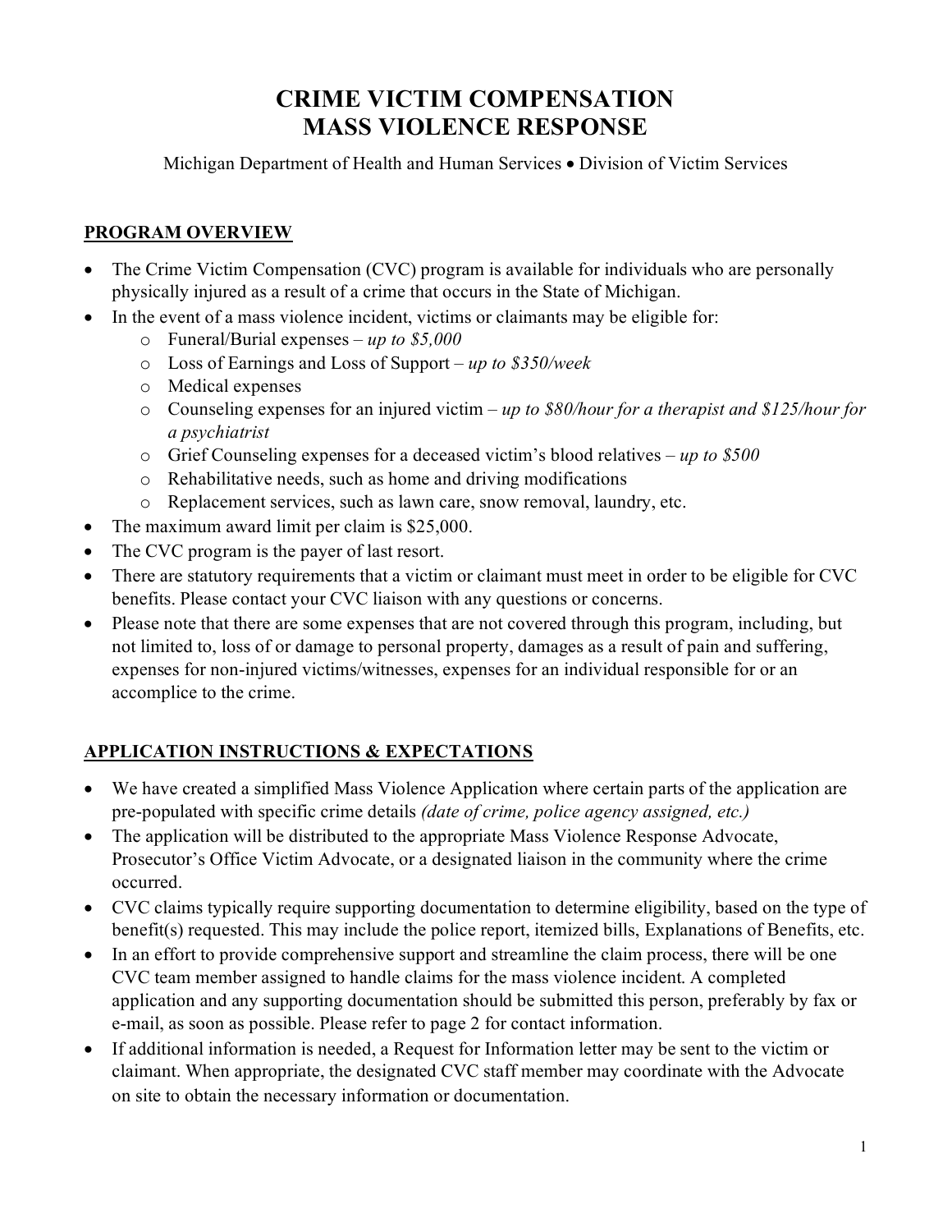# CRIME VICTIM COMPENSATION
# MASS VIOLENCE RESPONSE

Michigan Department of Health and Human Services • Division of Victim Services

## PROGRAM OVERVIEW

- The Crime Victim Compensation (CVC) program is available for individuals who are personally physically injured as a result of a crime that occurs in the State of Michigan.
- In the event of a mass violence incident, victims or claimants may be eligible for:
  - Funeral/Burial expenses – *up to $5,000*
  - Loss of Earnings and Loss of Support – *up to $350/week*
  - Medical expenses
  - Counseling expenses for an injured victim – *up to $80/hour for a therapist and $125/hour for a psychiatrist*
  - Grief Counseling expenses for a deceased victim's blood relatives – *up to $500*
  - Rehabilitative needs, such as home and driving modifications
  - Replacement services, such as lawn care, snow removal, laundry, etc.
- The maximum award limit per claim is $25,000.
- The CVC program is the payer of last resort.
- There are statutory requirements that a victim or claimant must meet in order to be eligible for CVC benefits. Please contact your CVC liaison with any questions or concerns.
- Please note that there are some expenses that are not covered through this program, including, but not limited to, loss of or damage to personal property, damages as a result of pain and suffering, expenses for non-injured victims/witnesses, expenses for an individual responsible for or an accomplice to the crime.

## APPLICATION INSTRUCTIONS & EXPECTATIONS

- We have created a simplified Mass Violence Application where certain parts of the application are pre-populated with specific crime details *(date of crime, police agency assigned, etc.)*
- The application will be distributed to the appropriate Mass Violence Response Advocate, Prosecutor's Office Victim Advocate, or a designated liaison in the community where the crime occurred.
- CVC claims typically require supporting documentation to determine eligibility, based on the type of benefit(s) requested. This may include the police report, itemized bills, Explanations of Benefits, etc.
- In an effort to provide comprehensive support and streamline the claim process, there will be one CVC team member assigned to handle claims for the mass violence incident. A completed application and any supporting documentation should be submitted this person, preferably by fax or e-mail, as soon as possible. Please refer to page 2 for contact information.
- If additional information is needed, a Request for Information letter may be sent to the victim or claimant. When appropriate, the designated CVC staff member may coordinate with the Advocate on site to obtain the necessary information or documentation.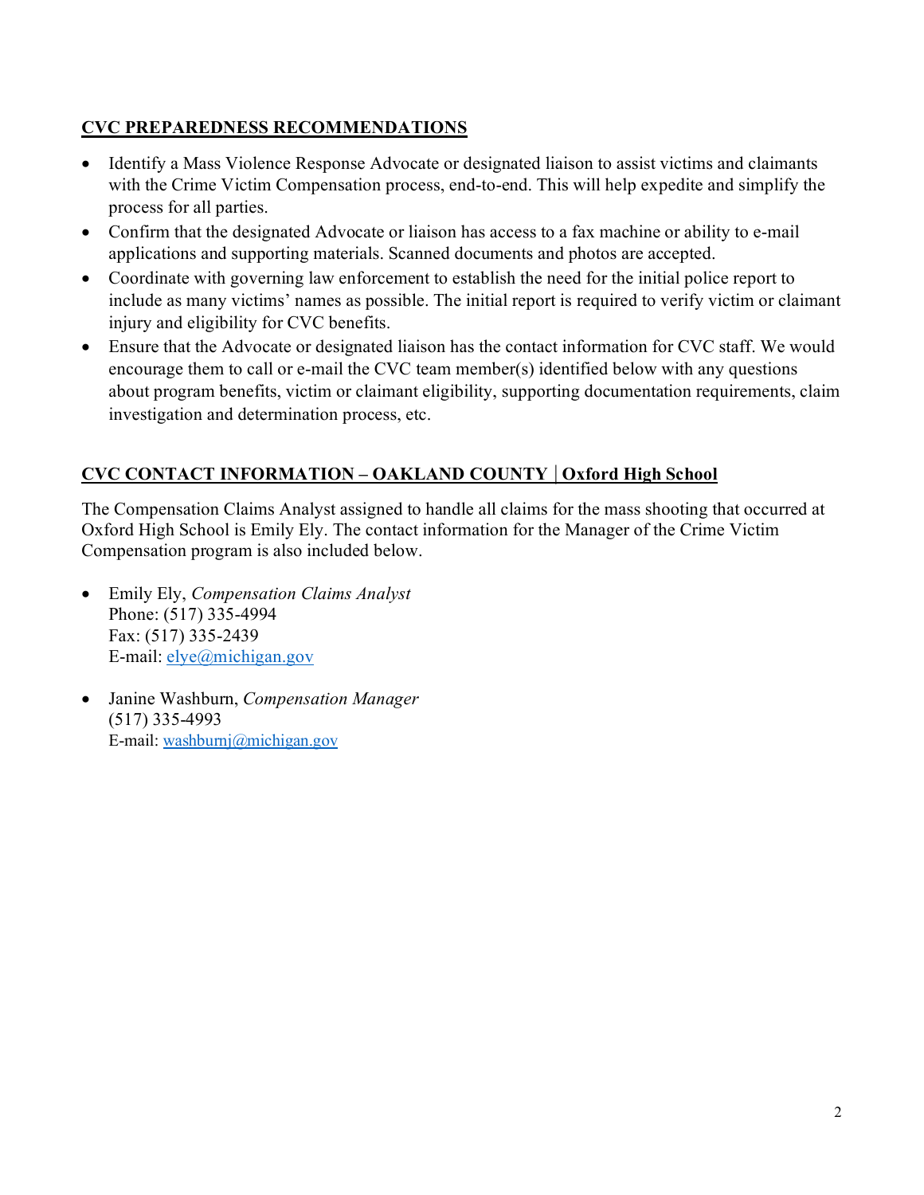## CVC PREPAREDNESS RECOMMENDATIONS

- Identify a Mass Violence Response Advocate or designated liaison to assist victims and claimants with the Crime Victim Compensation process, end-to-end. This will help expedite and simplify the process for all parties.
- Confirm that the designated Advocate or liaison has access to a fax machine or ability to e-mail applications and supporting materials. Scanned documents and photos are accepted.
- Coordinate with governing law enforcement to establish the need for the initial police report to include as many victims' names as possible. The initial report is required to verify victim or claimant injury and eligibility for CVC benefits.
- Ensure that the Advocate or designated liaison has the contact information for CVC staff. We would encourage them to call or e-mail the CVC team member(s) identified below with any questions about program benefits, victim or claimant eligibility, supporting documentation requirements, claim investigation and determination process, etc.

## CVC CONTACT INFORMATION – OAKLAND COUNTY | Oxford High School

The Compensation Claims Analyst assigned to handle all claims for the mass shooting that occurred at Oxford High School is Emily Ely. The contact information for the Manager of the Crime Victim Compensation program is also included below.

- Emily Ely, *Compensation Claims Analyst*
  Phone: (517) 335-4994
  Fax: (517) 335-2439
  E-mail: elye@michigan.gov

- Janine Washburn, *Compensation Manager*
  (517) 335-4993
  E-mail: washburnj@michigan.gov